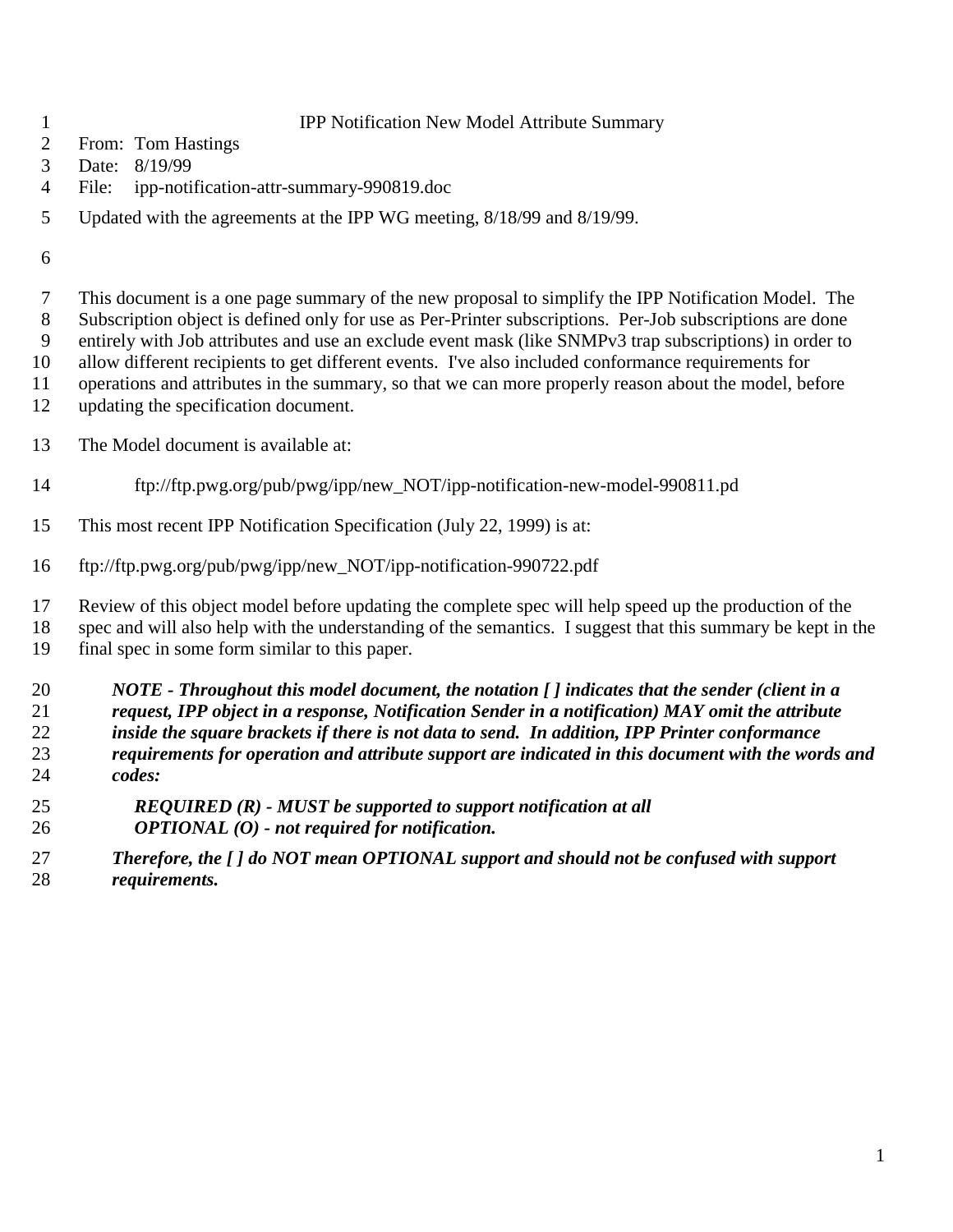# IPP Notification New Model Attribute Summary

From: Tom Hastings
Date: 8/19/99
File: ipp-notification-attr-summary-990819.doc

Updated with the agreements at the IPP WG meeting, 8/18/99 and 8/19/99.

This document is a one page summary of the new proposal to simplify the IPP Notification Model. The Subscription object is defined only for use as Per-Printer subscriptions. Per-Job subscriptions are done entirely with Job attributes and use an exclude event mask (like SNMPv3 trap subscriptions) in order to allow different recipients to get different events. I've also included conformance requirements for operations and attributes in the summary, so that we can more properly reason about the model, before updating the specification document.

The Model document is available at:

ftp://ftp.pwg.org/pub/pwg/ipp/new_NOT/ipp-notification-new-model-990811.pd

This most recent IPP Notification Specification (July 22, 1999) is at:

ftp://ftp.pwg.org/pub/pwg/ipp/new_NOT/ipp-notification-990722.pdf

Review of this object model before updating the complete spec will help speed up the production of the spec and will also help with the understanding of the semantics. I suggest that this summary be kept in the final spec in some form similar to this paper.

> ***NOTE - Throughout this model document, the notation [ ] indicates that the sender (client in a request, IPP object in a response, Notification Sender in a notification) MAY omit the attribute inside the square brackets if there is not data to send. In addition, IPP Printer conformance requirements for operation and attribute support are indicated in this document with the words and codes:***
>
> ***REQUIRED (R) - MUST be supported to support notification at all***
> ***OPTIONAL (O) - not required for notification.***
>
> ***Therefore, the [ ] do NOT mean OPTIONAL support and should not be confused with support requirements.***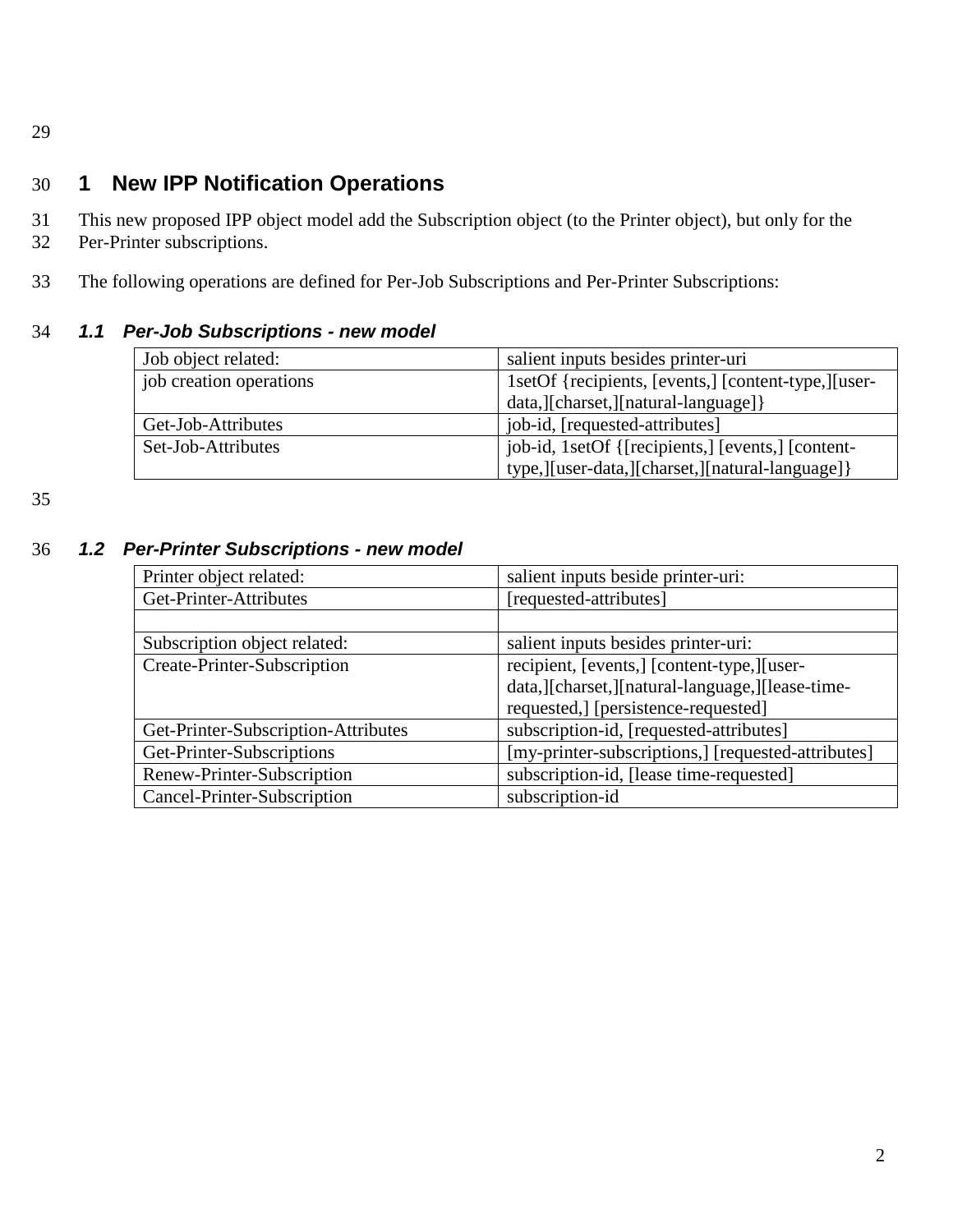# 1 New IPP Notification Operations

This new proposed IPP object model add the Subscription object (to the Printer object), but only for the Per-Printer subscriptions.

The following operations are defined for Per-Job Subscriptions and Per-Printer Subscriptions:

## *1.1 Per-Job Subscriptions - new model*

| Job object related: | salient inputs besides printer-uri |
|---|---|
| job creation operations | 1setOf {recipients, [events,] [content-type,][user-data,][charset,][natural-language]} |
| Get-Job-Attributes | job-id, [requested-attributes] |
| Set-Job-Attributes | job-id, 1setOf {[recipients,] [events,] [content-type,][user-data,][charset,][natural-language]} |

## *1.2 Per-Printer Subscriptions - new model*

| Printer object related: | salient inputs beside printer-uri: |
|---|---|
| Get-Printer-Attributes | [requested-attributes] |
| | |
| Subscription object related: | salient inputs besides printer-uri: |
| Create-Printer-Subscription | recipient, [events,] [content-type,][user-data,][charset,][natural-language,][lease-time-requested,] [persistence-requested] |
| Get-Printer-Subscription-Attributes | subscription-id, [requested-attributes] |
| Get-Printer-Subscriptions | [my-printer-subscriptions,] [requested-attributes] |
| Renew-Printer-Subscription | subscription-id, [lease time-requested] |
| Cancel-Printer-Subscription | subscription-id |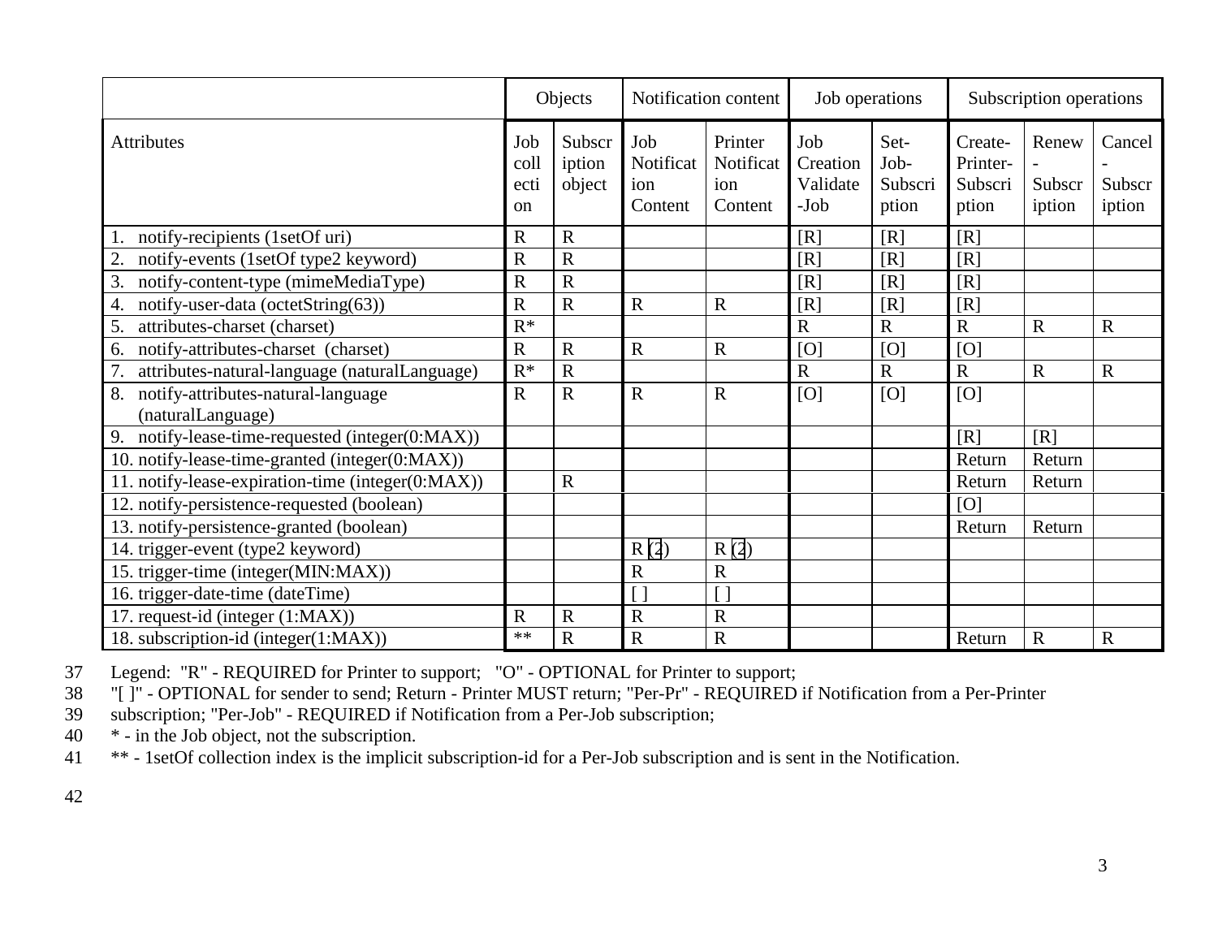| | Objects | | Notification content | | Job operations | | Subscription operations | | |
|---|---|---|---|---|---|---|---|---|---|
| Attributes | Job collection | Subscription object | Job Notification Content | Printer Notification Content | Job Creation Validate-Job | Set-Job-Subscription | Create-Printer-Subscription | Renew-Subscription | Cancel-Subscription |
| 1. notify-recipients (1setOf uri) | R | R | | | [R] | [R] | [R] | | |
| 2. notify-events (1setOf type2 keyword) | R | R | | | [R] | [R] | [R] | | |
| 3. notify-content-type (mimeMediaType) | R | R | | | [R] | [R] | [R] | | |
| 4. notify-user-data (octetString(63)) | R | R | R | R | [R] | [R] | [R] | | |
| 5. attributes-charset (charset) | R* | | | | R | R | R | R | R |
| 6. notify-attributes-charset (charset) | R | R | R | R | [O] | [O] | [O] | | |
| 7. attributes-natural-language (naturalLanguage) | R* | R | | | R | R | R | R | R |
| 8. notify-attributes-natural-language (naturalLanguage) | R | R | R | R | [O] | [O] | [O] | | |
| 9. notify-lease-time-requested (integer(0:MAX)) | | | | | | | [R] | [R] | |
| 10. notify-lease-time-granted (integer(0:MAX)) | | | | | | | Return | Return | |
| 11. notify-lease-expiration-time (integer(0:MAX)) | | R | | | | | Return | Return | |
| 12. notify-persistence-requested (boolean) | | | | | | | [O] | | |
| 13. notify-persistence-granted (boolean) | | | | | | | Return | Return | |
| 14. trigger-event (type2 keyword) | | | R (2) | R (2) | | | | | |
| 15. trigger-time (integer(MIN:MAX)) | | | R | R | | | | | |
| 16. trigger-date-time (dateTime) | | | [ ] | [ ] | | | | | |
| 17. request-id (integer (1:MAX)) | R | R | R | R | | | | | |
| 18. subscription-id (integer(1:MAX)) | ** | R | R | R | | | Return | R | R |

Legend: "R" - REQUIRED for Printer to support; "O" - OPTIONAL for Printer to support;
"[ ]" - OPTIONAL for sender to send; Return - Printer MUST return; "Per-Pr" - REQUIRED if Notification from a Per-Printer subscription; "Per-Job" - REQUIRED if Notification from a Per-Job subscription;
* - in the Job object, not the subscription.
** - 1setOf collection index is the implicit subscription-id for a Per-Job subscription and is sent in the Notification.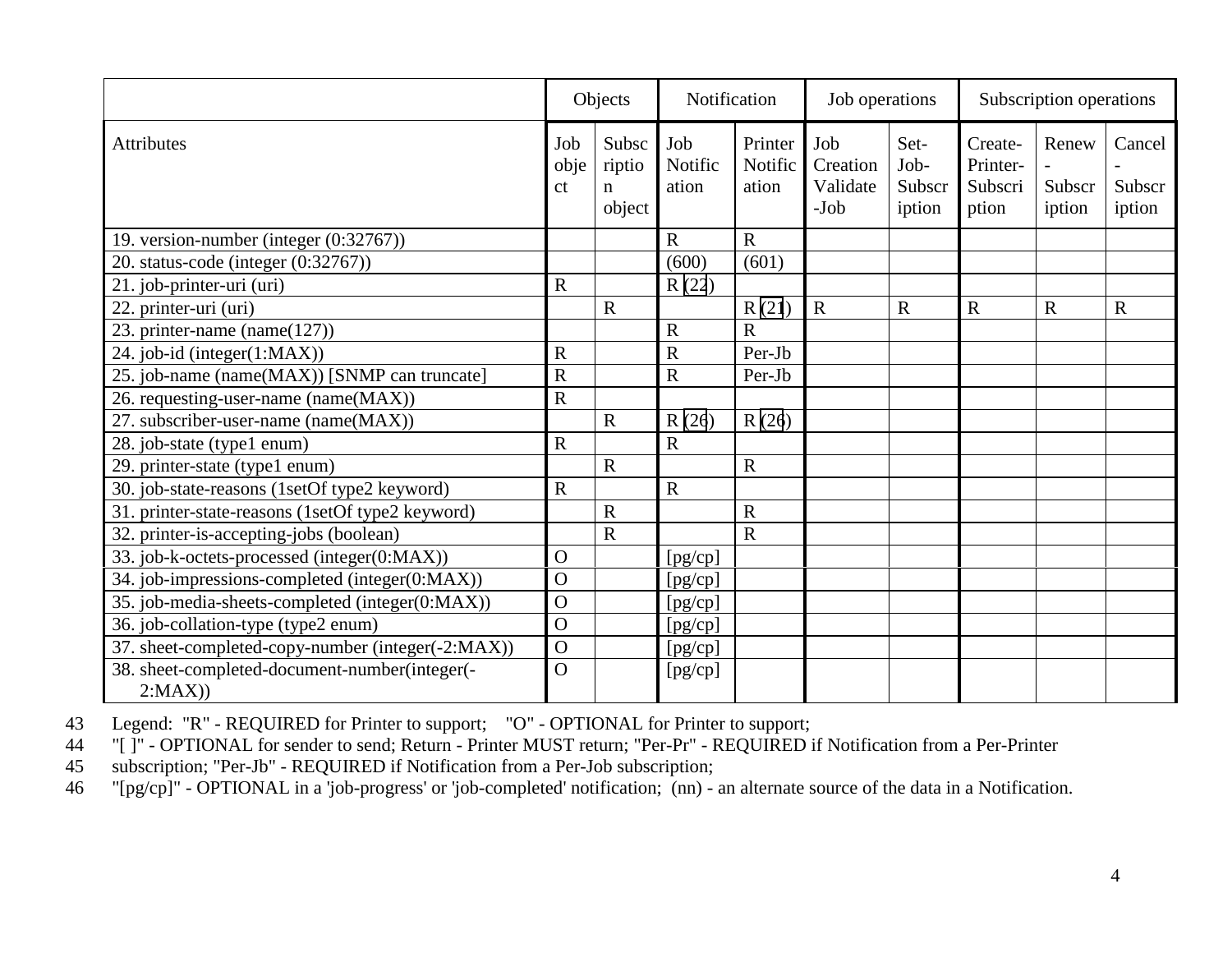| | Objects | | Notification | | Job operations | | Subscription operations | | |
|---|---|---|---|---|---|---|---|---|---|
| Attributes | Job object | Subscription object | Job Notification | Printer Notification | Job Creation Validate-Job | Set-Job-Subscription | Create-Printer-Subscription | Renew-Subscription | Cancel-Subscription |
| 19. version-number (integer (0:32767)) | | | R | R | | | | | |
| 20. status-code (integer (0:32767)) | | | (600) | (601) | | | | | |
| 21. job-printer-uri (uri) | R | | R (22) | | | | | | |
| 22. printer-uri (uri) | | R | | R (21) | R | R | R | R | R |
| 23. printer-name (name(127)) | | | R | R | | | | | |
| 24. job-id (integer(1:MAX)) | R | | R | Per-Jb | | | | | |
| 25. job-name (name(MAX)) [SNMP can truncate] | R | | R | Per-Jb | | | | | |
| 26. requesting-user-name (name(MAX)) | R | | | | | | | | |
| 27. subscriber-user-name (name(MAX)) | | R | R (26) | R (26) | | | | | |
| 28. job-state (type1 enum) | R | | R | | | | | | |
| 29. printer-state (type1 enum) | | R | | R | | | | | |
| 30. job-state-reasons (1setOf type2 keyword) | R | | R | | | | | | |
| 31. printer-state-reasons (1setOf type2 keyword) | | R | | R | | | | | |
| 32. printer-is-accepting-jobs (boolean) | | R | | R | | | | | |
| 33. job-k-octets-processed (integer(0:MAX)) | O | | [pg/cp] | | | | | | |
| 34. job-impressions-completed (integer(0:MAX)) | O | | [pg/cp] | | | | | | |
| 35. job-media-sheets-completed (integer(0:MAX)) | O | | [pg/cp] | | | | | | |
| 36. job-collation-type (type2 enum) | O | | [pg/cp] | | | | | | |
| 37. sheet-completed-copy-number (integer(-2:MAX)) | O | | [pg/cp] | | | | | | |
| 38. sheet-completed-document-number(integer(-2:MAX)) | O | | [pg/cp] | | | | | | |

43 Legend: "R" - REQUIRED for Printer to support; "O" - OPTIONAL for Printer to support;
44 "[ ]" - OPTIONAL for sender to send; Return - Printer MUST return; "Per-Pr" - REQUIRED if Notification from a Per-Printer
45 subscription; "Per-Jb" - REQUIRED if Notification from a Per-Job subscription;
46 "[pg/cp]" - OPTIONAL in a 'job-progress' or 'job-completed' notification; (nn) - an alternate source of the data in a Notification.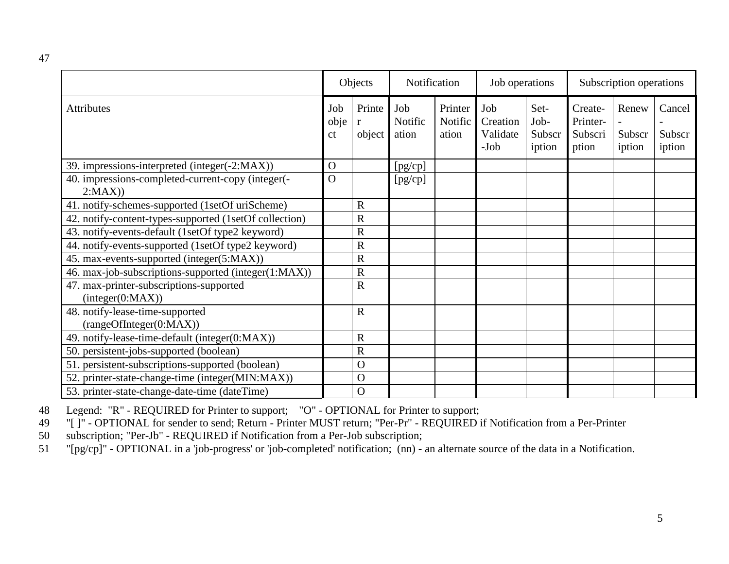|  | Objects |  | Notification |  | Job operations |  | Subscription operations |  |  |
|---|---|---|---|---|---|---|---|---|---|
| Attributes | Job object | Printer object | Job Notification | Printer Notification | Job Creation Validate -Job | Set-Job-Subscription | Create-Printer-Subscription | Renew-Subscription | Cancel-Subscription |
| 39. impressions-interpreted (integer(-2:MAX)) | O |  | [pg/cp] |  |  |  |  |  |  |
| 40. impressions-completed-current-copy (integer(-2:MAX)) | O |  | [pg/cp] |  |  |  |  |  |  |
| 41. notify-schemes-supported (1setOf uriScheme) |  | R |  |  |  |  |  |  |  |
| 42. notify-content-types-supported (1setOf collection) |  | R |  |  |  |  |  |  |  |
| 43. notify-events-default (1setOf type2 keyword) |  | R |  |  |  |  |  |  |  |
| 44. notify-events-supported (1setOf type2 keyword) |  | R |  |  |  |  |  |  |  |
| 45. max-events-supported (integer(5:MAX)) |  | R |  |  |  |  |  |  |  |
| 46. max-job-subscriptions-supported (integer(1:MAX)) |  | R |  |  |  |  |  |  |  |
| 47. max-printer-subscriptions-supported (integer(0:MAX)) |  | R |  |  |  |  |  |  |  |
| 48. notify-lease-time-supported (rangeOfInteger(0:MAX)) |  | R |  |  |  |  |  |  |  |
| 49. notify-lease-time-default (integer(0:MAX)) |  | R |  |  |  |  |  |  |  |
| 50. persistent-jobs-supported (boolean) |  | R |  |  |  |  |  |  |  |
| 51. persistent-subscriptions-supported (boolean) |  | O |  |  |  |  |  |  |  |
| 52. printer-state-change-time (integer(MIN:MAX)) |  | O |  |  |  |  |  |  |  |
| 53. printer-state-change-date-time (dateTime) |  | O |  |  |  |  |  |  |  |

Legend: "R" - REQUIRED for Printer to support; "O" - OPTIONAL for Printer to support; "[ ]" - OPTIONAL for sender to send; Return - Printer MUST return; "Per-Pr" - REQUIRED if Notification from a Per-Printer subscription; "Per-Jb" - REQUIRED if Notification from a Per-Job subscription; "[pg/cp]" - OPTIONAL in a 'job-progress' or 'job-completed' notification; (nn) - an alternate source of the data in a Notification.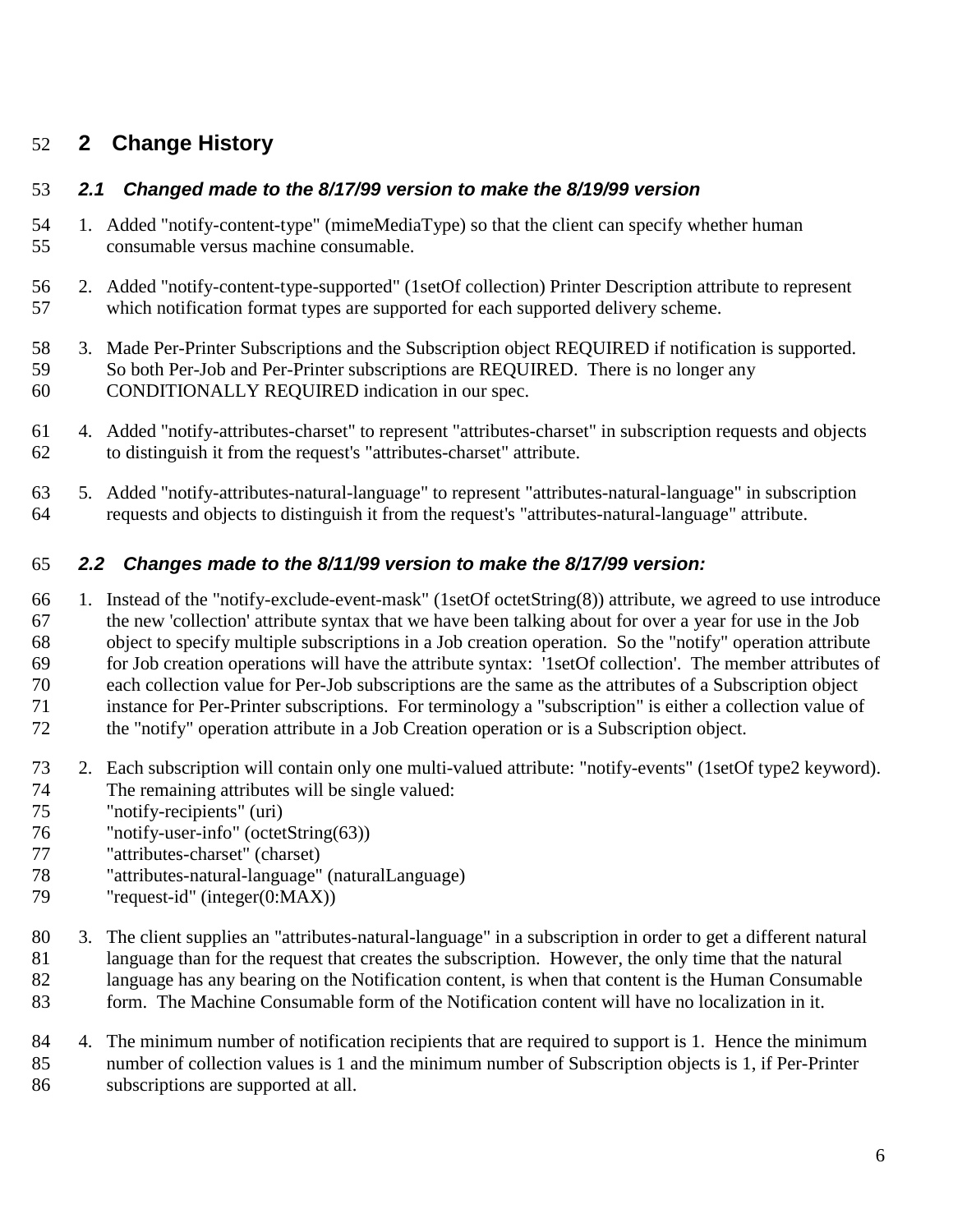# 2 Change History

## 2.1 Changed made to the 8/17/99 version to make the 8/19/99 version

1. Added "notify-content-type" (mimeMediaType) so that the client can specify whether human consumable versus machine consumable.
2. Added "notify-content-type-supported" (1setOf collection) Printer Description attribute to represent which notification format types are supported for each supported delivery scheme.
3. Made Per-Printer Subscriptions and the Subscription object REQUIRED if notification is supported. So both Per-Job and Per-Printer subscriptions are REQUIRED. There is no longer any CONDITIONALLY REQUIRED indication in our spec.
4. Added "notify-attributes-charset" to represent "attributes-charset" in subscription requests and objects to distinguish it from the request's "attributes-charset" attribute.
5. Added "notify-attributes-natural-language" to represent "attributes-natural-language" in subscription requests and objects to distinguish it from the request's "attributes-natural-language" attribute.

## 2.2 Changes made to the 8/11/99 version to make the 8/17/99 version:

1. Instead of the "notify-exclude-event-mask" (1setOf octetString(8)) attribute, we agreed to use introduce the new 'collection' attribute syntax that we have been talking about for over a year for use in the Job object to specify multiple subscriptions in a Job creation operation. So the "notify" operation attribute for Job creation operations will have the attribute syntax: '1setOf collection'. The member attributes of each collection value for Per-Job subscriptions are the same as the attributes of a Subscription object instance for Per-Printer subscriptions. For terminology a "subscription" is either a collection value of the "notify" operation attribute in a Job Creation operation or is a Subscription object.
2. Each subscription will contain only one multi-valued attribute: "notify-events" (1setOf type2 keyword). The remaining attributes will be single valued:
   "notify-recipients" (uri)
   "notify-user-info" (octetString(63))
   "attributes-charset" (charset)
   "attributes-natural-language" (naturalLanguage)
   "request-id" (integer(0:MAX))
3. The client supplies an "attributes-natural-language" in a subscription in order to get a different natural language than for the request that creates the subscription. However, the only time that the natural language has any bearing on the Notification content, is when that content is the Human Consumable form. The Machine Consumable form of the Notification content will have no localization in it.
4. The minimum number of notification recipients that are required to support is 1. Hence the minimum number of collection values is 1 and the minimum number of Subscription objects is 1, if Per-Printer subscriptions are supported at all.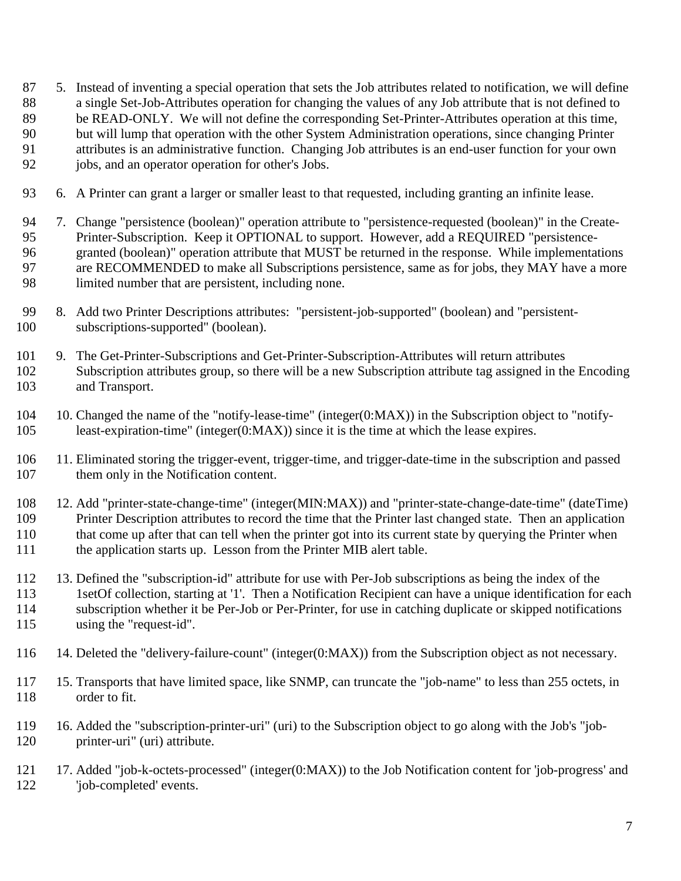5. Instead of inventing a special operation that sets the Job attributes related to notification, we will define a single Set-Job-Attributes operation for changing the values of any Job attribute that is not defined to be READ-ONLY. We will not define the corresponding Set-Printer-Attributes operation at this time, but will lump that operation with the other System Administration operations, since changing Printer attributes is an administrative function. Changing Job attributes is an end-user function for your own jobs, and an operator operation for other's Jobs.

6. A Printer can grant a larger or smaller least to that requested, including granting an infinite lease.

7. Change "persistence (boolean)" operation attribute to "persistence-requested (boolean)" in the Create-Printer-Subscription. Keep it OPTIONAL to support. However, add a REQUIRED "persistence-granted (boolean)" operation attribute that MUST be returned in the response. While implementations are RECOMMENDED to make all Subscriptions persistence, same as for jobs, they MAY have a more limited number that are persistent, including none.

8. Add two Printer Descriptions attributes: "persistent-job-supported" (boolean) and "persistent-subscriptions-supported" (boolean).

9. The Get-Printer-Subscriptions and Get-Printer-Subscription-Attributes will return attributes Subscription attributes group, so there will be a new Subscription attribute tag assigned in the Encoding and Transport.

10. Changed the name of the "notify-lease-time" (integer(0:MAX)) in the Subscription object to "notify-least-expiration-time" (integer(0:MAX)) since it is the time at which the lease expires.

11. Eliminated storing the trigger-event, trigger-time, and trigger-date-time in the subscription and passed them only in the Notification content.

12. Add "printer-state-change-time" (integer(MIN:MAX)) and "printer-state-change-date-time" (dateTime) Printer Description attributes to record the time that the Printer last changed state. Then an application that come up after that can tell when the printer got into its current state by querying the Printer when the application starts up. Lesson from the Printer MIB alert table.

13. Defined the "subscription-id" attribute for use with Per-Job subscriptions as being the index of the 1setOf collection, starting at '1'. Then a Notification Recipient can have a unique identification for each subscription whether it be Per-Job or Per-Printer, for use in catching duplicate or skipped notifications using the "request-id".

14. Deleted the "delivery-failure-count" (integer(0:MAX)) from the Subscription object as not necessary.

15. Transports that have limited space, like SNMP, can truncate the "job-name" to less than 255 octets, in order to fit.

16. Added the "subscription-printer-uri" (uri) to the Subscription object to go along with the Job's "job-printer-uri" (uri) attribute.

17. Added "job-k-octets-processed" (integer(0:MAX)) to the Job Notification content for 'job-progress' and 'job-completed' events.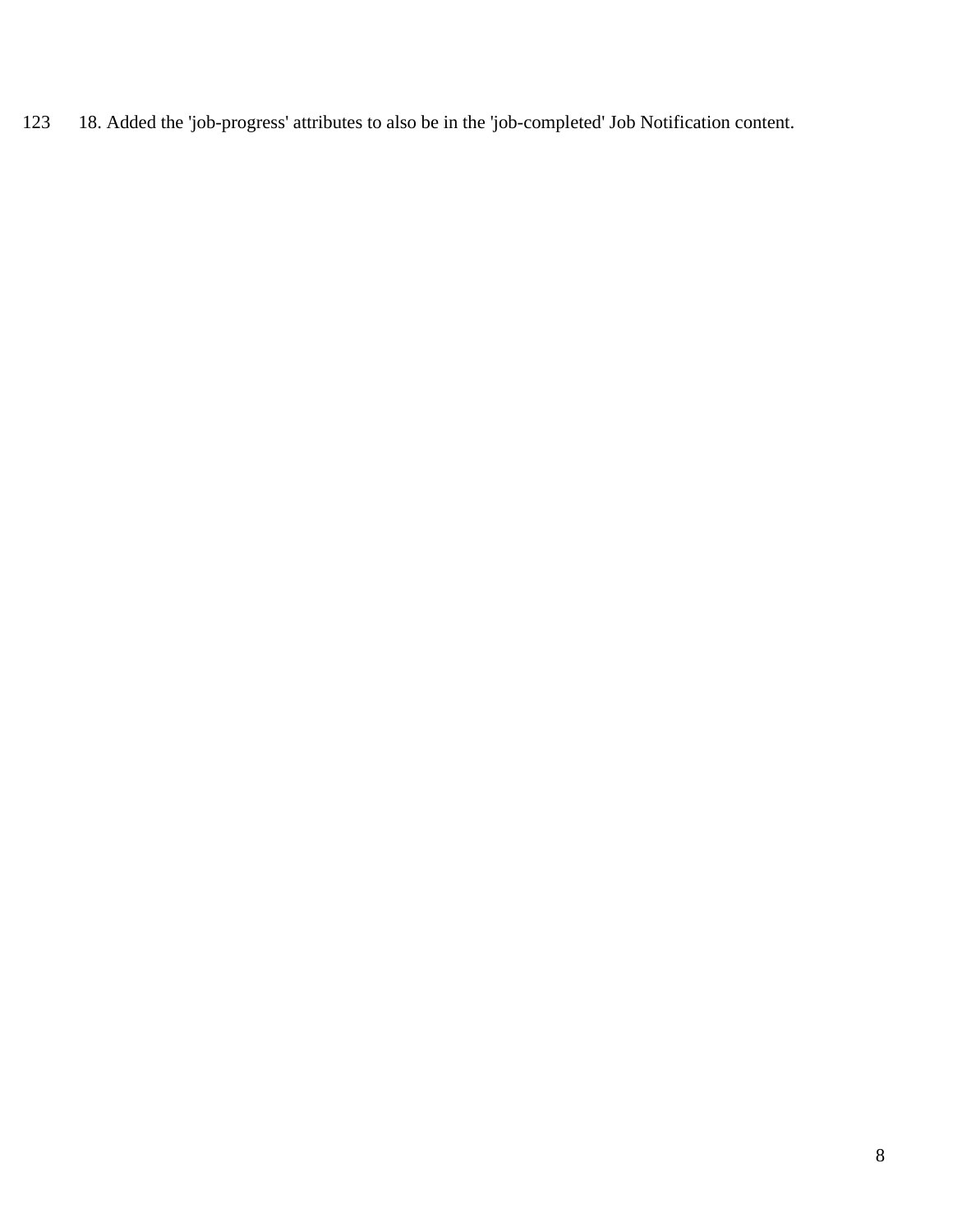18. Added the 'job-progress' attributes to also be in the 'job-completed' Job Notification content.